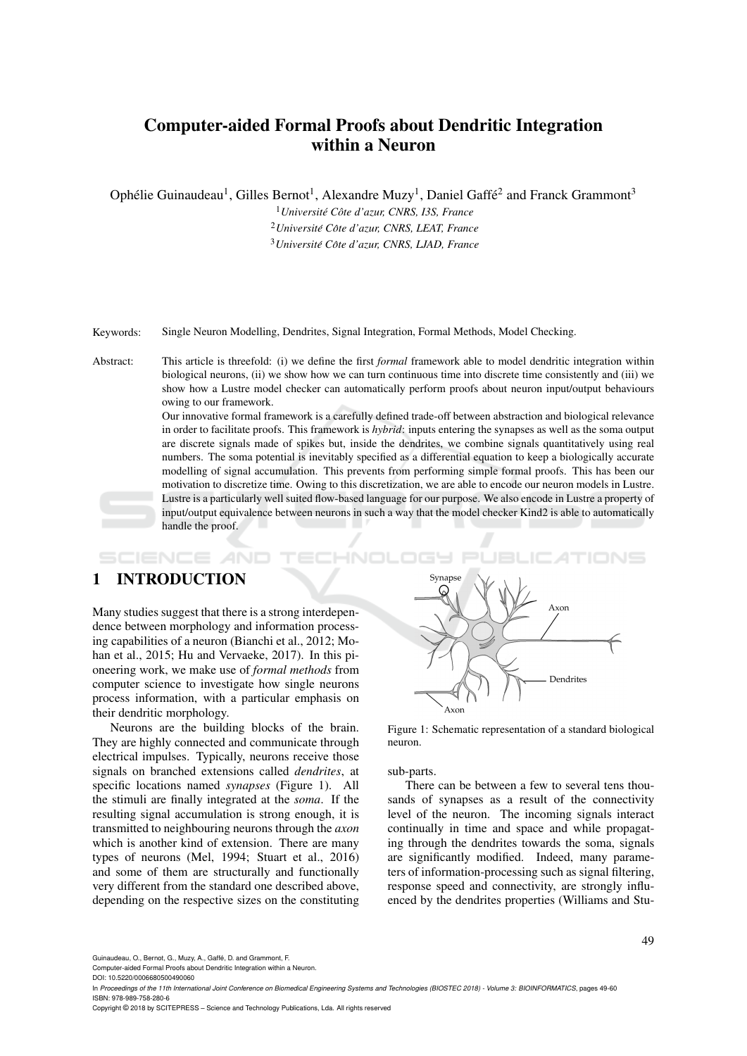# Computer-aided Formal Proofs about Dendritic Integration within a Neuron

Ophélie Guinaudeau[1], Gilles Bernot[1], Alexandre Muzy[1], Daniel Gaffé[2] and Franck Grammont[3]

[1] *Université Côte d'azur, CNRS, I3S, France*
[2] *Université Côte d'azur, CNRS, LEAT, France*
[3] *Université Côte d'azur, CNRS, LJAD, France*

Keywords: Single Neuron Modelling, Dendrites, Signal Integration, Formal Methods, Model Checking.

Abstract: This article is threefold: (i) we define the first *formal* framework able to model dendritic integration within biological neurons, (ii) we show how we can turn continuous time into discrete time consistently and (iii) we show how a Lustre model checker can automatically perform proofs about neuron input/output behaviours owing to our framework.
Our innovative formal framework is a carefully defined trade-off between abstraction and biological relevance in order to facilitate proofs. This framework is *hybrid*: inputs entering the synapses as well as the soma output are discrete signals made of spikes but, inside the dendrites, we combine signals quantitatively using real numbers. The soma potential is inevitably specified as a differential equation to keep a biologically accurate modelling of signal accumulation. This prevents from performing simple formal proofs. This has been our motivation to discretize time. Owing to this discretization, we are able to encode our neuron models in Lustre. Lustre is a particularly well suited flow-based language for our purpose. We also encode in Lustre a property of input/output equivalence between neurons in such a way that the model checker Kind2 is able to automatically handle the proof.

## 1 INTRODUCTION

Many studies suggest that there is a strong interdependence between morphology and information processing capabilities of a neuron (Bianchi et al., 2012; Mohan et al., 2015; Hu and Vervaeke, 2017). In this pioneering work, we make use of *formal methods* from computer science to investigate how single neurons process information, with a particular emphasis on their dendritic morphology.

Neurons are the building blocks of the brain. They are highly connected and communicate through electrical impulses. Typically, neurons receive those signals on branched extensions called *dendrites*, at specific locations named *synapses* (Figure 1). All the stimuli are finally integrated at the *soma*. If the resulting signal accumulation is strong enough, it is transmitted to neighbouring neurons through the *axon* which is another kind of extension. There are many types of neurons (Mel, 1994; Stuart et al., 2016) and some of them are structurally and functionally very different from the standard one described above, depending on the respective sizes on the constituting sub-parts.

Figure 1: Schematic representation of a standard biological neuron.

There can be between a few to several tens thousands of synapses as a result of the connectivity level of the neuron. The incoming signals interact continually in time and space and while propagating through the dendrites towards the soma, signals are significantly modified. Indeed, many parameters of information-processing such as signal filtering, response speed and connectivity, are strongly influenced by the dendrites properties (Williams and Stu-

Guinaudeau, O., Bernot, G., Muzy, A., Gaffé, D. and Grammont, F.
Computer-aided Formal Proofs about Dendritic Integration within a Neuron.
DOI: 10.5220/0006680500490060
In *Proceedings of the 11th International Joint Conference on Biomedical Engineering Systems and Technologies (BIOSTEC 2018) - Volume 3: BIOINFORMATICS*, pages 49-60
ISBN: 978-989-758-280-6
Copyright © 2018 by SCITEPRESS – Science and Technology Publications, Lda. All rights reserved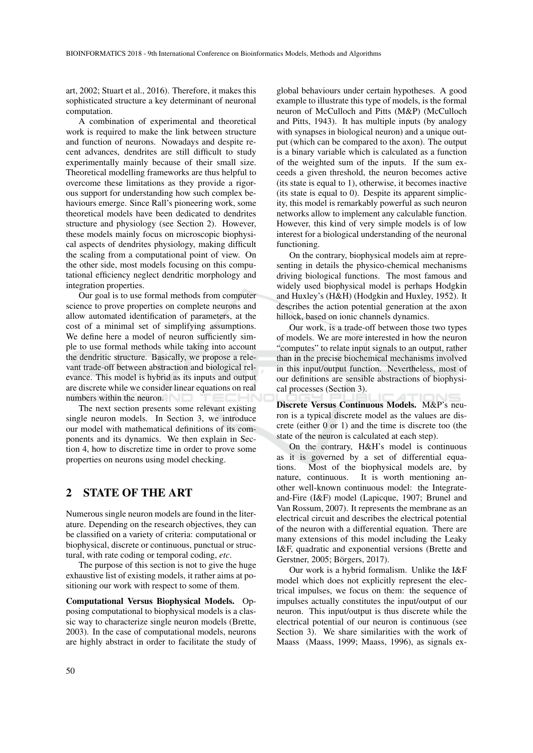art, 2002; Stuart et al., 2016). Therefore, it makes this sophisticated structure a key determinant of neuronal computation.

A combination of experimental and theoretical work is required to make the link between structure and function of neurons. Nowadays and despite recent advances, dendrites are still difficult to study experimentally mainly because of their small size. Theoretical modelling frameworks are thus helpful to overcome these limitations as they provide a rigorous support for understanding how such complex behaviours emerge. Since Rall's pioneering work, some theoretical models have been dedicated to dendrites structure and physiology (see Section 2). However, these models mainly focus on microscopic biophysical aspects of dendrites physiology, making difficult the scaling from a computational point of view. On the other side, most models focusing on this computational efficiency neglect dendritic morphology and integration properties.

Our goal is to use formal methods from computer science to prove properties on complete neurons and allow automated identification of parameters, at the cost of a minimal set of simplifying assumptions. We define here a model of neuron sufficiently simple to use formal methods while taking into account the dendritic structure. Basically, we propose a relevant trade-off between abstraction and biological relevance. This model is hybrid as its inputs and output are discrete while we consider linear equations on real numbers within the neuron.

The next section presents some relevant existing single neuron models. In Section 3, we introduce our model with mathematical definitions of its components and its dynamics. We then explain in Section 4, how to discretize time in order to prove some properties on neurons using model checking.

## 2 STATE OF THE ART

Numerous single neuron models are found in the literature. Depending on the research objectives, they can be classified on a variety of criteria: computational or biophysical, discrete or continuous, punctual or structural, with rate coding or temporal coding, *etc*.

The purpose of this section is not to give the huge exhaustive list of existing models, it rather aims at positioning our work with respect to some of them.

**Computational Versus Biophysical Models.** Opposing computational to biophysical models is a classic way to characterize single neuron models (Brette, 2003). In the case of computational models, neurons are highly abstract in order to facilitate the study of global behaviours under certain hypotheses. A good example to illustrate this type of models, is the formal neuron of McCulloch and Pitts (M&P) (McCulloch and Pitts, 1943). It has multiple inputs (by analogy with synapses in biological neuron) and a unique output (which can be compared to the axon). The output is a binary variable which is calculated as a function of the weighted sum of the inputs. If the sum exceeds a given threshold, the neuron becomes active (its state is equal to 1), otherwise, it becomes inactive (its state is equal to 0). Despite its apparent simplicity, this model is remarkably powerful as such neuron networks allow to implement any calculable function. However, this kind of very simple models is of low interest for a biological understanding of the neuronal functioning.

On the contrary, biophysical models aim at representing in details the physico-chemical mechanisms driving biological functions. The most famous and widely used biophysical model is perhaps Hodgkin and Huxley's (H&H) (Hodgkin and Huxley, 1952). It describes the action potential generation at the axon hillock, based on ionic channels dynamics.

Our work, is a trade-off between those two types of models. We are more interested in how the neuron "computes" to relate input signals to an output, rather than in the precise biochemical mechanisms involved in this input/output function. Nevertheless, most of our definitions are sensible abstractions of biophysical processes (Section 3).

**Discrete Versus Continuous Models.** M&P's neuron is a typical discrete model as the values are discrete (either 0 or 1) and the time is discrete too (the state of the neuron is calculated at each step).

On the contrary, H&H's model is continuous as it is governed by a set of differential equations. Most of the biophysical models are, by nature, continuous. It is worth mentioning another well-known continuous model: the Integrate-and-Fire (I&F) model (Lapicque, 1907; Brunel and Van Rossum, 2007). It represents the membrane as an electrical circuit and describes the electrical potential of the neuron with a differential equation. There are many extensions of this model including the Leaky I&F, quadratic and exponential versions (Brette and Gerstner, 2005; Börgers, 2017).

Our work is a hybrid formalism. Unlike the I&F model which does not explicitly represent the electrical impulses, we focus on them: the sequence of impulses actually constitutes the input/output of our neuron. This input/output is thus discrete while the electrical potential of our neuron is continuous (see Section 3). We share similarities with the work of Maass (Maass, 1999; Maass, 1996), as signals ex-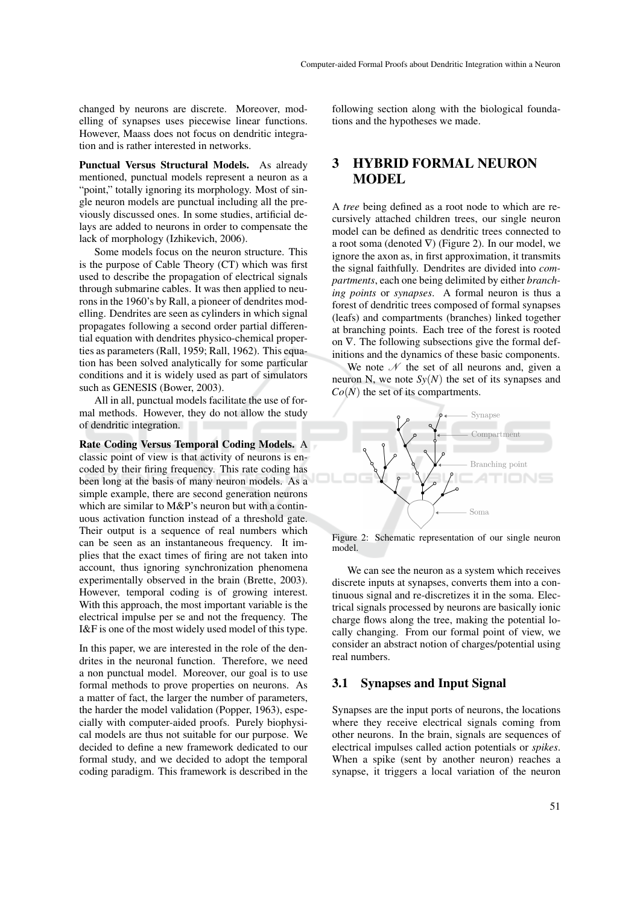changed by neurons are discrete. Moreover, modelling of synapses uses piecewise linear functions. However, Maass does not focus on dendritic integration and is rather interested in networks.

**Punctual Versus Structural Models.** As already mentioned, punctual models represent a neuron as a "point," totally ignoring its morphology. Most of single neuron models are punctual including all the previously discussed ones. In some studies, artificial delays are added to neurons in order to compensate the lack of morphology (Izhikevich, 2006).

Some models focus on the neuron structure. This is the purpose of Cable Theory (CT) which was first used to describe the propagation of electrical signals through submarine cables. It was then applied to neurons in the 1960's by Rall, a pioneer of dendrites modelling. Dendrites are seen as cylinders in which signal propagates following a second order partial differential equation with dendrites physico-chemical properties as parameters (Rall, 1959; Rall, 1962). This equation has been solved analytically for some particular conditions and it is widely used as part of simulators such as GENESIS (Bower, 2003).

All in all, punctual models facilitate the use of formal methods. However, they do not allow the study of dendritic integration.

**Rate Coding Versus Temporal Coding Models.** A classic point of view is that activity of neurons is encoded by their firing frequency. This rate coding has been long at the basis of many neuron models. As a simple example, there are second generation neurons which are similar to M&P's neuron but with a continuous activation function instead of a threshold gate. Their output is a sequence of real numbers which can be seen as an instantaneous frequency. It implies that the exact times of firing are not taken into account, thus ignoring synchronization phenomena experimentally observed in the brain (Brette, 2003). However, temporal coding is of growing interest. With this approach, the most important variable is the electrical impulse per se and not the frequency. The I&F is one of the most widely used model of this type.

In this paper, we are interested in the role of the dendrites in the neuronal function. Therefore, we need a non punctual model. Moreover, our goal is to use formal methods to prove properties on neurons. As a matter of fact, the larger the number of parameters, the harder the model validation (Popper, 1963), especially with computer-aided proofs. Purely biophysical models are thus not suitable for our purpose. We decided to define a new framework dedicated to our formal study, and we decided to adopt the temporal coding paradigm. This framework is described in the following section along with the biological foundations and the hypotheses we made.

## 3 HYBRID FORMAL NEURON MODEL

A *tree* being defined as a root node to which are recursively attached children trees, our single neuron model can be defined as dendritic trees connected to a root soma (denoted $\nabla$) (Figure 2). In our model, we ignore the axon as, in first approximation, it transmits the signal faithfully. Dendrites are divided into *compartments*, each one being delimited by either *branching points* or *synapses*. A formal neuron is thus a forest of dendritic trees composed of formal synapses (leafs) and compartments (branches) linked together at branching points. Each tree of the forest is rooted on $\nabla$. The following subsections give the formal definitions and the dynamics of these basic components.

We note $\mathcal{N}$ the set of all neurons and, given a neuron N, we note $Sy(N)$ the set of its synapses and $Co(N)$ the set of its compartments.

Figure 2: Schematic representation of our single neuron model.

We can see the neuron as a system which receives discrete inputs at synapses, converts them into a continuous signal and re-discretizes it in the soma. Electrical signals processed by neurons are basically ionic charge flows along the tree, making the potential locally changing. From our formal point of view, we consider an abstract notion of charges/potential using real numbers.

### 3.1 Synapses and Input Signal

Synapses are the input ports of neurons, the locations where they receive electrical signals coming from other neurons. In the brain, signals are sequences of electrical impulses called action potentials or *spikes*. When a spike (sent by another neuron) reaches a synapse, it triggers a local variation of the neuron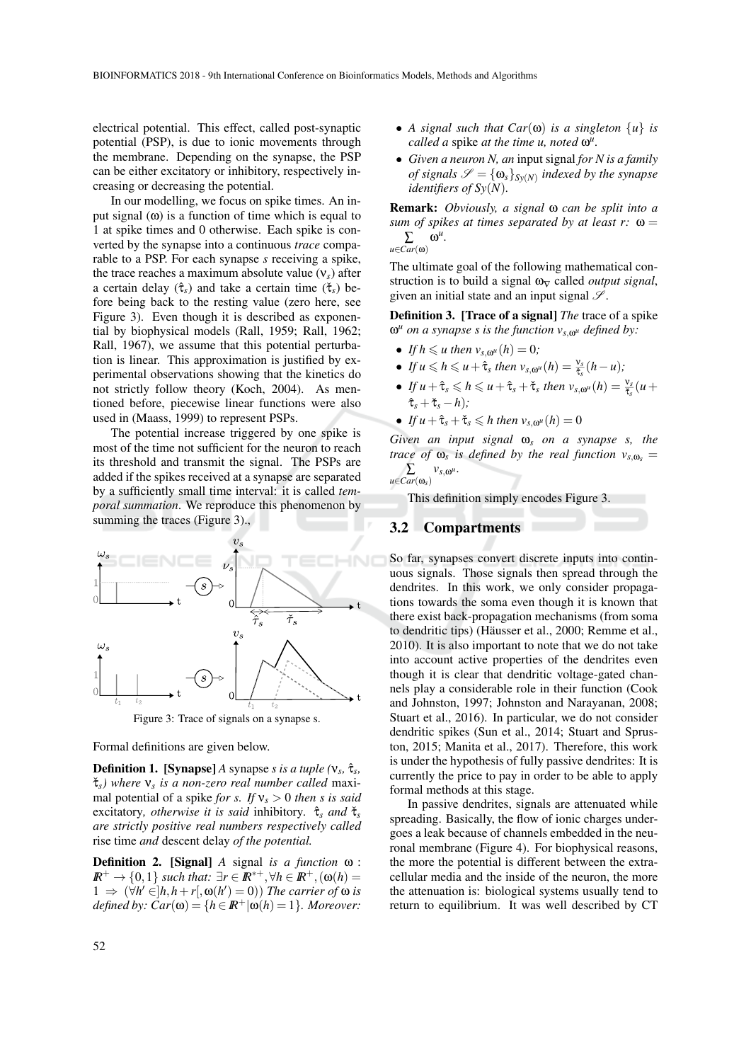electrical potential. This effect, called post-synaptic potential (PSP), is due to ionic movements through the membrane. Depending on the synapse, the PSP can be either excitatory or inhibitory, respectively increasing or decreasing the potential.

In our modelling, we focus on spike times. An input signal ($\omega$) is a function of time which is equal to 1 at spike times and 0 otherwise. Each spike is converted by the synapse into a continuous *trace* comparable to a PSP. For each synapse $s$ receiving a spike, the trace reaches a maximum absolute value ($\nu_s$) after a certain delay ($\hat{\tau}_s$) and take a certain time ($\check{\tau}_s$) before being back to the resting value (zero here, see Figure 3). Even though it is described as exponential by biophysical models (Rall, 1959; Rall, 1962; Rall, 1967), we assume that this potential perturbation is linear. This approximation is justified by experimental observations showing that the kinetics do not strictly follow theory (Koch, 2004). As mentioned before, piecewise linear functions were also used in (Maass, 1999) to represent PSPs.

The potential increase triggered by one spike is most of the time not sufficient for the neuron to reach its threshold and transmit the signal. The PSPs are added if the spikes received at a synapse are separated by a sufficiently small time interval: it is called *temporal summation*. We reproduce this phenomenon by summing the traces (Figure 3).,

Figure 3: Trace of signals on a synapse s.

Formal definitions are given below.

**Definition 1. [Synapse]** *A* synapse *$s$ is a tuple ($\nu_s$, $\hat{\tau}_s$, $\check{\tau}_s$) where $\nu_s$ is a non-zero real number called* maximal potential of a spike *for $s$. If $\nu_s > 0$ then $s$ is said* excitatory*, otherwise it is said* inhibitory*. $\hat{\tau}_s$ and $\check{\tau}_s$ are strictly positive real numbers respectively called* rise time *and* descent delay *of the potential.*

**Definition 2. [Signal]** *A* signal *is a function $\omega : \mathbb{R}^+ \rightarrow \{0,1\}$ such that: $\exists r \in \mathbb{R}^{*+}, \forall h \in \mathbb{R}^+, (\omega(h) = 1 \Rightarrow (\forall h' \in ]h, h+r[, \omega(h') = 0))$ The carrier of $\omega$ is defined by: $Car(\omega) = \{h \in \mathbb{R}^+ | \omega(h) = 1\}$. Moreover:*

- *A signal such that $Car(\omega)$ is a singleton $\{u\}$ is called a* spike *at the time $u$, noted $\omega^u$.*
- *Given a neuron $N$, an* input signal *for $N$ is a family of signals $\mathscr{S} = \{\omega_s\}_{Sy(N)}$ indexed by the synapse identifiers of $Sy(N)$.*

**Remark:** *Obviously, a signal $\omega$ can be split into a sum of spikes at times separated by at least $r$: $\omega = \sum_{u \in Car(\omega)} \omega^u$.*

The ultimate goal of the following mathematical construction is to build a signal $\omega_\nabla$ called *output signal*, given an initial state and an input signal $\mathscr{S}$.

**Definition 3. [Trace of a signal]** *The* trace of a spike *$\omega^u$ on a synapse $s$ is the function $v_{s,\omega^u}$ defined by:*

- *If $h \leqslant u$ then $v_{s,\omega^u}(h) = 0$;*
- *If $u \leqslant h \leqslant u + \hat{\tau}_s$ then $v_{s,\omega^u}(h) = \frac{\nu_s}{\hat{\tau}_s}(h - u)$;*
- *If $u + \hat{\tau}_s \leqslant h \leqslant u + \hat{\tau}_s + \check{\tau}_s$ then $v_{s,\omega^u}(h) = \frac{\nu_s}{\check{\tau}_s}(u + \hat{\tau}_s + \check{\tau}_s - h)$;*
- *If $u + \hat{\tau}_s + \check{\tau}_s \leqslant h$ then $v_{s,\omega^u}(h) = 0$*

*Given an input signal $\omega_s$ on a synapse $s$, the trace of $\omega_s$ is defined by the real function $v_{s,\omega_s} = \sum_{u \in Car(\omega_s)} v_{s,\omega^u}$.*

This definition simply encodes Figure 3.

## 3.2 Compartments

So far, synapses convert discrete inputs into continuous signals. Those signals then spread through the dendrites. In this work, we only consider propagations towards the soma even though it is known that there exist back-propagation mechanisms (from soma to dendritic tips) (Häusser et al., 2000; Remme et al., 2010). It is also important to note that we do not take into account active properties of the dendrites even though it is clear that dendritic voltage-gated channels play a considerable role in their function (Cook and Johnston, 1997; Johnston and Narayanan, 2008; Stuart et al., 2016). In particular, we do not consider dendritic spikes (Sun et al., 2014; Stuart and Spruston, 2015; Manita et al., 2017). Therefore, this work is under the hypothesis of fully passive dendrites: It is currently the price to pay in order to be able to apply formal methods at this stage.

In passive dendrites, signals are attenuated while spreading. Basically, the flow of ionic charges undergoes a leak because of channels embedded in the neuronal membrane (Figure 4). For biophysical reasons, the more the potential is different between the extracellular media and the inside of the neuron, the more the attenuation is: biological systems usually tend to return to equilibrium. It was well described by CT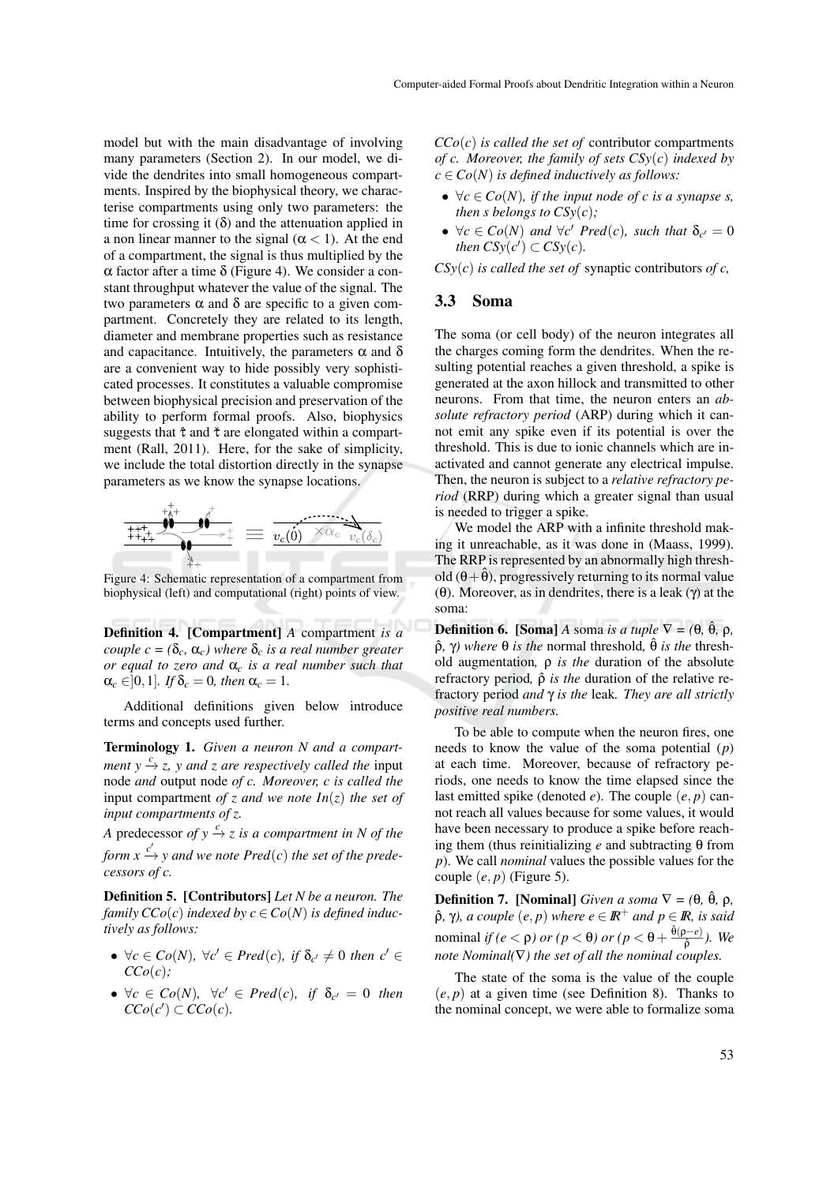model but with the main disadvantage of involving many parameters (Section 2). In our model, we divide the dendrites into small homogeneous compartments. Inspired by the biophysical theory, we characterise compartments using only two parameters: the time for crossing it ($\delta$) and the attenuation applied in a non linear manner to the signal ($\alpha < 1$). At the end of a compartment, the signal is thus multiplied by the $\alpha$ factor after a time $\delta$ (Figure 4). We consider a constant throughput whatever the value of the signal. The two parameters $\alpha$ and $\delta$ are specific to a given compartment. Concretely they are related to its length, diameter and membrane properties such as resistance and capacitance. Intuitively, the parameters $\alpha$ and $\delta$ are a convenient way to hide possibly very sophisticated processes. It constitutes a valuable compromise between biophysical precision and preservation of the ability to perform formal proofs. Also, biophysics suggests that $\hat{\tau}$ and $\check{\tau}$ are elongated within a compartment (Rall, 2011). Here, for the sake of simplicity, we include the total distortion directly in the synapse parameters as we know the synapse locations.

Figure 4: Schematic representation of a compartment from biophysical (left) and computational (right) points of view.

**Definition 4. [Compartment]** *A* compartment *is a couple $c = (\delta_c, \alpha_c)$ where $\delta_c$ is a real number greater or equal to zero and $\alpha_c$ is a real number such that $\alpha_c \in ]0,1]$. If $\delta_c = 0$, then $\alpha_c = 1$.*

Additional definitions given below introduce terms and concepts used further.

**Terminology 1.** *Given a neuron N and a compartment $y \xrightarrow{c} z$, y and z are respectively called the* input node *and* output node *of c. Moreover, c is called the* input compartment *of z and we note $In(z)$ the set of input compartments of z.*

*A* predecessor *of $y \xrightarrow{c} z$ is a compartment in N of the form $x \xrightarrow{c'} y$ and we note $Pred(c)$ the set of the predecessors of c.*

**Definition 5. [Contributors]** *Let N be a neuron. The family $CCo(c)$ indexed by $c \in Co(N)$ is defined inductively as follows:*

- *$\forall c \in Co(N)$, $\forall c' \in Pred(c)$, if $\delta_{c'} \neq 0$ then $c' \in CCo(c)$;*
- *$\forall c \in Co(N)$, $\forall c' \in Pred(c)$, if $\delta_{c'} = 0$ then $CCo(c') \subset CCo(c)$.*

*$CCo(c)$ is called the set of* contributor compartments *of c. Moreover, the family of sets $CSy(c)$ indexed by $c \in Co(N)$ is defined inductively as follows:*

- *$\forall c \in Co(N)$, if the input node of c is a synapse s, then s belongs to $CSy(c)$;*
- *$\forall c \in Co(N)$ and $\forall c'$ $Pred(c)$, such that $\delta_{c'} = 0$ then $CSy(c') \subset CSy(c)$.*

*$CSy(c)$ is called the set of* synaptic contributors *of c,*

### 3.3 Soma

The soma (or cell body) of the neuron integrates all the charges coming form the dendrites. When the resulting potential reaches a given threshold, a spike is generated at the axon hillock and transmitted to other neurons. From that time, the neuron enters an *absolute refractory period* (ARP) during which it cannot emit any spike even if its potential is over the threshold. This is due to ionic channels which are inactivated and cannot generate any electrical impulse. Then, the neuron is subject to a *relative refractory period* (RRP) during which a greater signal than usual is needed to trigger a spike.

We model the ARP with a infinite threshold making it unreachable, as it was done in (Maass, 1999). The RRP is represented by an abnormally high threshold ($\theta + \hat{\theta}$), progressively returning to its normal value ($\theta$). Moreover, as in dendrites, there is a leak ($\gamma$) at the soma:

**Definition 6. [Soma]** *A* soma *is a tuple $\nabla = (\theta, \hat{\theta}, \rho, \hat{\rho}, \gamma)$ where $\theta$ is the* normal threshold*, $\hat{\theta}$ is the* threshold augmentation*, $\rho$ is the* duration of the absolute refractory period*, $\hat{\rho}$ is the* duration of the relative refractory period *and $\gamma$ is the* leak*. They are all strictly positive real numbers.*

To be able to compute when the neuron fires, one needs to know the value of the soma potential ($p$) at each time. Moreover, because of refractory periods, one needs to know the time elapsed since the last emitted spike (denoted $e$). The couple $(e, p)$ cannot reach all values because for some values, it would have been necessary to produce a spike before reaching them (thus reinitializing $e$ and subtracting $\theta$ from $p$). We call *nominal* values the possible values for the couple $(e, p)$ (Figure 5).

**Definition 7. [Nominal]** *Given a soma $\nabla = (\theta, \hat{\theta}, \rho, \hat{\rho}, \gamma)$, a couple $(e, p)$ where $e \in \mathbb{R}^+$ and $p \in \mathbb{R}$, is said* nominal *if ($e < \rho$) or ($p < \theta$) or ($p < \theta + \frac{\hat{\theta}(\rho - e)}{\hat{\rho}}$). We note $Nominal(\nabla)$ the set of all the nominal couples.*

The state of the soma is the value of the couple $(e, p)$ at a given time (see Definition 8). Thanks to the nominal concept, we were able to formalize soma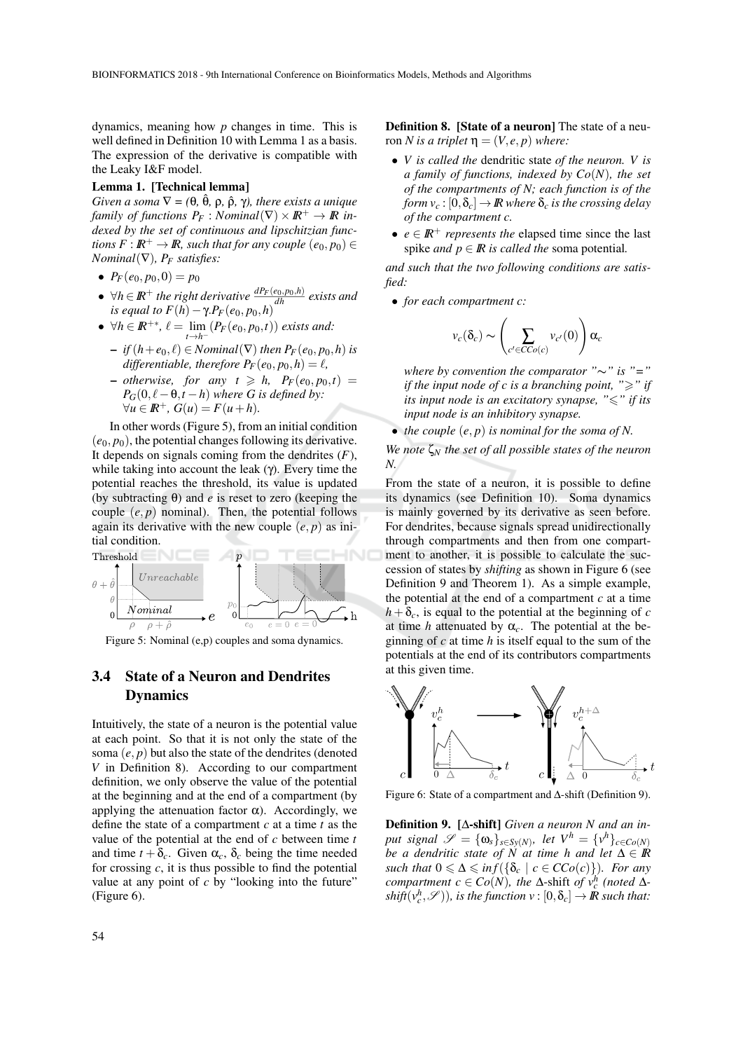dynamics, meaning how $p$ changes in time. This is well defined in Definition 10 with Lemma 1 as a basis. The expression of the derivative is compatible with the Leaky I&F model.

**Lemma 1. [Technical lemma]**
*Given a soma $\nabla = (\theta, \hat{\theta}, \rho, \hat{\rho}, \gamma)$, there exists a unique family of functions $P_F : Nominal(\nabla) \times \mathbb{R}^+ \rightarrow \mathbb{R}$ indexed by the set of continuous and lipschitzian functions $F : \mathbb{R}^+ \rightarrow \mathbb{R}$, such that for any couple $(e_0, p_0) \in Nominal(\nabla)$, $P_F$ satisfies:*

- $P_F(e_0, p_0, 0) = p_0$
- *$\forall h \in \mathbb{R}^+$ the right derivative $\frac{dP_F(e_0,p_0,h)}{dh}$ exists and is equal to $F(h) - \gamma.P_F(e_0, p_0, h)$*
- *$\forall h \in \mathbb{R}^{+*}$, $\ell = \lim_{t \to h^-} (P_F(e_0, p_0, t))$ exists and:*
  - *if $(h + e_0, \ell) \in Nominal(\nabla)$ then $P_F(e_0, p_0, h)$ is differentiable, therefore $P_F(e_0, p_0, h) = \ell$,*
  - *otherwise, for any $t \geqslant h$, $P_F(e_0, p_0, t) = P_G(0, \ell - \theta, t - h)$ where $G$ is defined by: $\forall u \in \mathbb{R}^+$, $G(u) = F(u + h)$.*

In other words (Figure 5), from an initial condition $(e_0, p_0)$, the potential changes following its derivative. It depends on signals coming from the dendrites ($F$), while taking into account the leak ($\gamma$). Every time the potential reaches the threshold, its value is updated (by subtracting $\theta$) and $e$ is reset to zero (keeping the couple $(e, p)$ nominal). Then, the potential follows again its derivative with the new couple $(e, p)$ as initial condition.

Figure 5: Nominal (e,p) couples and soma dynamics.

## 3.4 State of a Neuron and Dendrites Dynamics

Intuitively, the state of a neuron is the potential value at each point. So that it is not only the state of the soma $(e, p)$ but also the state of the dendrites (denoted $V$ in Definition 8). According to our compartment definition, we only observe the value of the potential at the beginning and at the end of a compartment (by applying the attenuation factor $\alpha$). Accordingly, we define the state of a compartment $c$ at a time $t$ as the value of the potential at the end of $c$ between time $t$ and time $t + \delta_c$. Given $\alpha_c$, $\delta_c$ being the time needed for crossing $c$, it is thus possible to find the potential value at any point of $c$ by "looking into the future" (Figure 6).

**Definition 8. [State of a neuron]** The state of a neuron $N$ *is a triplet $\eta = (V, e, p)$ where:*

- *$V$ is called the* dendritic state *of the neuron. $V$ is a family of functions, indexed by $Co(N)$, the set of the compartments of $N$; each function is of the form $v_c : [0, \delta_c] \rightarrow \mathbb{R}$ where $\delta_c$ is the crossing delay of the compartment $c$.*
- *$e \in \mathbb{R}^+$ represents the* elapsed time since the last spike *and $p \in \mathbb{R}$ is called the* soma potential.

*and such that the two following conditions are satisfied:*

- *for each compartment $c$:*

$$v_c(\delta_c) \sim \left( \sum_{c' \in CCo(c)} v_{c'}(0) \right) \alpha_c$$

  *where by convention the comparator "$\sim$" is "$=$" if the input node of $c$ is a branching point, "$\geqslant$" if its input node is an excitatory synapse, "$\leqslant$" if its input node is an inhibitory synapse.*
- *the couple $(e, p)$ is nominal for the soma of $N$.*

*We note $\zeta_N$ the set of all possible states of the neuron $N$.*

From the state of a neuron, it is possible to define its dynamics (see Definition 10). Soma dynamics is mainly governed by its derivative as seen before. For dendrites, because signals spread unidirectionally through compartments and then from one compartment to another, it is possible to calculate the succession of states by *shifting* as shown in Figure 6 (see Definition 9 and Theorem 1). As a simple example, the potential at the end of a compartment $c$ at a time $h + \delta_c$, is equal to the potential at the beginning of $c$ at time $h$ attenuated by $\alpha_c$. The potential at the beginning of $c$ at time $h$ is itself equal to the sum of the potentials at the end of its contributors compartments at this given time.

Figure 6: State of a compartment and $\Delta$-shift (Definition 9).

**Definition 9. [$\Delta$-shift]** *Given a neuron $N$ and an input signal $\mathscr{S} = \{\omega_s\}_{s \in Sy(N)}$, let $V^h = \{v^h\}_{c \in Co(N)}$ be a dendritic state of $N$ at time $h$ and let $\Delta \in \mathbb{R}$ such that $0 \leqslant \Delta \leqslant inf(\{\delta_c \mid c \in CCo(c)\})$. For any compartment $c \in Co(N)$, the* $\Delta$-shift *of $v_c^h$ (noted $\Delta$-shift$(v_c^h, \mathscr{S})$), is the function $v : [0, \delta_c] \rightarrow \mathbb{R}$ such that:*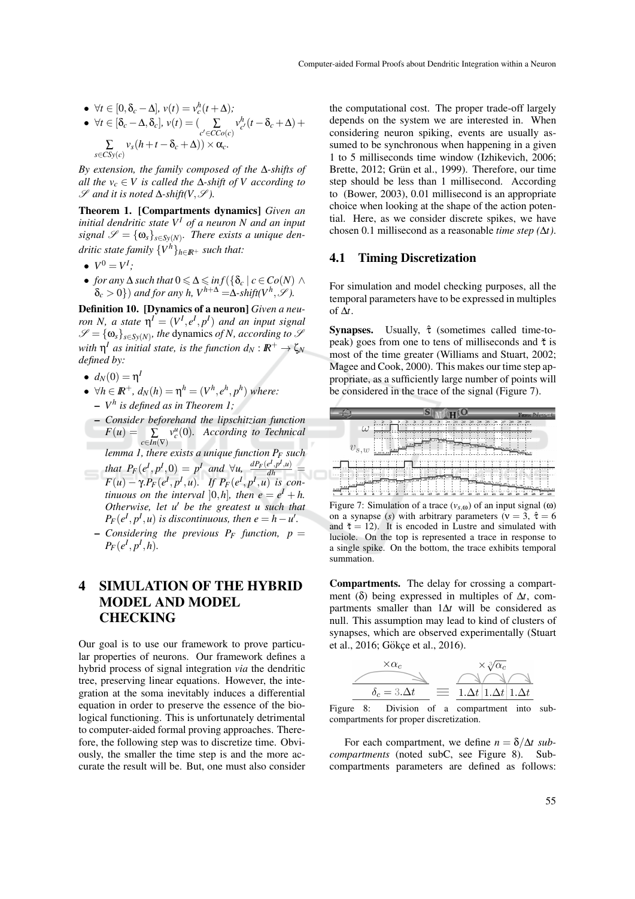- $\forall t \in [0, \delta_c - \Delta]$, $v(t) = v^h_c(t + \Delta)$;
- $\forall t \in [\delta_c - \Delta, \delta_c]$, $v(t) = (\sum_{c' \in CCo(c)} v^h_{c'}(t - \delta_c + \Delta) + \sum_{s \in CSy(c)} v_s(h + t - \delta_c + \Delta)) \times \alpha_c$.

*By extension, the family composed of the $\Delta$-shifts of all the $v_c \in V$ is called the $\Delta$-shift of $V$ according to $\mathscr{S}$ and it is noted $\Delta$-shift$(V, \mathscr{S})$.*

**Theorem 1. [Compartments dynamics]** *Given an initial dendritic state $V^I$ of a neuron $N$ and an input signal $\mathscr{S} = \{\omega_s\}_{s \in Sy(N)}$. There exists a unique dendritic state family $\{V^h\}_{h \in \mathbb{R}^+}$ such that:*

- $V^0 = V^I$;
- *for any $\Delta$ such that $0 \leqslant \Delta \leqslant inf(\{\delta_c \mid c \in Co(N) \wedge \delta_c > 0\})$ and for any $h$, $V^{h+\Delta} = \Delta$-shift$(V^h, \mathscr{S})$.*

**Definition 10. [Dynamics of a neuron]** *Given a neuron $N$, a state $\eta^I = (V^I, e^I, p^I)$ and an input signal $\mathscr{S} = \{\omega_s\}_{s \in Sy(N)}$, the* dynamics *of $N$, according to $\mathscr{S}$ with $\eta^I$ as initial state, is the function $d_N : \mathbb{R}^+ \to \zeta_N$ defined by:*

- $d_N(0) = \eta^I$
- $\forall h \in \mathbb{R}^+$, $d_N(h) = \eta^h = (V^h, e^h, p^h)$ *where:*
  - *$V^h$ is defined as in Theorem 1;*
  - *Consider beforehand the lipschitzian function $F(u) = \sum_{c \in In(\nabla)} v^u_c(0)$. According to Technical lemma 1, there exists a unique function $P_F$ such that $P_F(e^I, p^I, 0) = p^I$ and $\forall u$, $\frac{dP_F(e^I, p^I, u)}{dh} = F(u) - \gamma . P_F(e^I, p^I, u)$. If $P_F(e^I, p^I, u)$ is continuous on the interval $]0, h]$, then $e = e^I + h$. Otherwise, let $u'$ be the greatest $u$ such that $P_F(e^I, p^I, u)$ is discontinuous, then $e = h - u'$.*
  - *Considering the previous $P_F$ function, $p = P_F(e^I, p^I, h)$.*

## 4 SIMULATION OF THE HYBRID MODEL AND MODEL CHECKING

Our goal is to use our framework to prove particular properties of neurons. Our framework defines a hybrid process of signal integration *via* the dendritic tree, preserving linear equations. However, the integration at the soma inevitably induces a differential equation in order to preserve the essence of the biological functioning. This is unfortunately detrimental to computer-aided formal proving approaches. Therefore, the following step was to discretize time. Obviously, the smaller the time step is and the more accurate the result will be. But, one must also consider the computational cost. The proper trade-off largely depends on the system we are interested in. When considering neuron spiking, events are usually assumed to be synchronous when happening in a given 1 to 5 milliseconds time window (Izhikevich, 2006; Brette, 2012; Grün et al., 1999). Therefore, our time step should be less than 1 millisecond. According to (Bower, 2003), 0.01 millisecond is an appropriate choice when looking at the shape of the action potential. Here, as we consider discrete spikes, we have chosen 0.1 millisecond as a reasonable *time step ($\Delta t$)*.

### 4.1 Timing Discretization

For simulation and model checking purposes, all the temporal parameters have to be expressed in multiples of $\Delta t$.

**Synapses.** Usually, $\hat{\tau}$ (sometimes called time-to-peak) goes from one to tens of milliseconds and $\check{\tau}$ is most of the time greater (Williams and Stuart, 2002; Magee and Cook, 2000). This makes our time step appropriate, as a sufficiently large number of points will be considered in the trace of the signal (Figure 7).

Figure 7: Simulation of a trace ($v_{s,\omega}$) of an input signal ($\omega$) on a synapse ($s$) with arbitrary parameters ($\nu = 3$, $\hat{\tau} = 6$ and $\check{\tau} = 12$). It is encoded in Lustre and simulated with luciole. On the top is represented a trace in response to a single spike. On the bottom, the trace exhibits temporal summation.

**Compartments.** The delay for crossing a compartment ($\delta$) being expressed in multiples of $\Delta t$, compartments smaller than $1\Delta t$ will be considered as null. This assumption may lead to kind of clusters of synapses, which are observed experimentally (Stuart et al., 2016; Gökçe et al., 2016).

Figure 8: Division of a compartment into subcompartments for proper discretization.

For each compartment, we define $n = \delta/\Delta t$ *subcompartments* (noted subC, see Figure 8). Subcompartments parameters are defined as follows: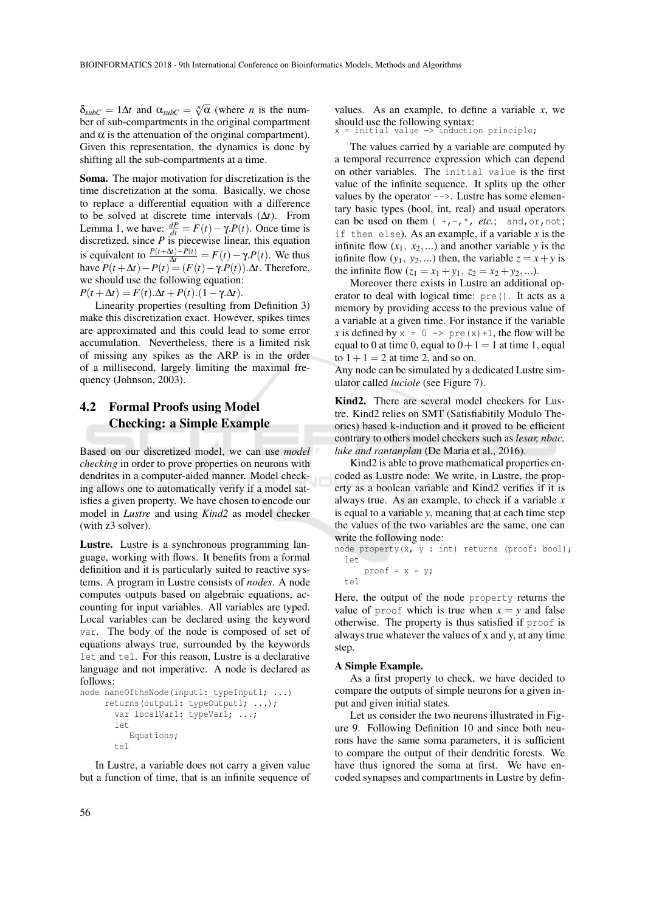$\delta_{subC} = 1\Delta t$ and $\alpha_{subC} = \sqrt[n]{\alpha}$ (where $n$ is the number of sub-compartments in the original compartment and $\alpha$ is the attenuation of the original compartment). Given this representation, the dynamics is done by shifting all the sub-compartments at a time.

**Soma.** The major motivation for discretization is the time discretization at the soma. Basically, we chose to replace a differential equation with a difference to be solved at discrete time intervals ($\Delta t$). From Lemma 1, we have: $\frac{dP}{dt} = F(t) - \gamma.P(t)$. Once time is discretized, since $P$ is piecewise linear, this equation is equivalent to $\frac{P(t+\Delta t)-P(t)}{\Delta t} = F(t) - \gamma.P(t)$. We thus have $P(t+\Delta t) - P(t) = (F(t) - \gamma.P(t)).\Delta t$. Therefore, we should use the following equation:
$P(t+\Delta t) = F(t).\Delta t + P(t).(1-\gamma.\Delta t)$.

Linearity properties (resulting from Definition 3) make this discretization exact. However, spikes times are approximated and this could lead to some error accumulation. Nevertheless, there is a limited risk of missing any spikes as the ARP is in the order of a millisecond, largely limiting the maximal frequency (Johnson, 2003).

## 4.2 Formal Proofs using Model Checking: a Simple Example

Based on our discretized model, we can use *model checking* in order to prove properties on neurons with dendrites in a computer-aided manner. Model checking allows one to automatically verify if a model satisfies a given property. We have chosen to encode our model in *Lustre* and using *Kind2* as model checker (with z3 solver).

**Lustre.** Lustre is a synchronous programming language, working with flows. It benefits from a formal definition and it is particularly suited to reactive systems. A program in Lustre consists of *nodes*. A node computes outputs based on algebraic equations, accounting for input variables. All variables are typed. Local variables can be declared using the keyword `var`. The body of the node is composed of set of equations always true, surrounded by the keywords `let` and `tel`. For this reason, Lustre is a declarative language and not imperative. A node is declared as follows:

```
node nameOftheNode(input1: typeInput1; ...)
     returns(output1: typeOutput1; ...);
       var localVar1: typeVar1; ...;
       let
          Equations;
       tel
```

In Lustre, a variable does not carry a given value but a function of time, that is an infinite sequence of values. As an example, to define a variable $x$, we should use the following syntax:

```
x = initial value -> induction principle;
```

The values carried by a variable are computed by a temporal recurrence expression which can depend on other variables. The `initial value` is the first value of the infinite sequence. It splits up the other values by the operator `-->`. Lustre has some elementary basic types (bool, int, real) and usual operators can be used on them ( `+,-,*`, *etc.*; `and,or,not`; `if then else`). As an example, if a variable $x$ is the infinite flow $(x_1, x_2, ...)$ and another variable $y$ is the infinite flow $(y_1, y_2, ...)$ then, the variable $z = x + y$ is the infinite flow $(z_1 = x_1 + y_1, z_2 = x_2 + y_2, ...)$.

Moreover there exists in Lustre an additional operator to deal with logical time: `pre()`. It acts as a memory by providing access to the previous value of a variable at a given time. For instance if the variable $x$ is defined by `x = 0 -> pre(x)+1`, the flow will be equal to 0 at time 0, equal to $0+1 = 1$ at time 1, equal to $1+1 = 2$ at time 2, and so on.

Any node can be simulated by a dedicated Lustre simulator called *luciole* (see Figure 7).

**Kind2.** There are several model checkers for Lustre. Kind2 relies on SMT (Satisfiabitily Modulo Theories) based k-induction and it proved to be efficient contrary to others model checkers such as *lesar, nbac, luke and rantanplan* (De Maria et al., 2016).

Kind2 is able to prove mathematical properties encoded as Lustre node: We write, in Lustre, the property as a boolean variable and Kind2 verifies if it is always true. As an example, to check if a variable $x$ is equal to a variable $y$, meaning that at each time step the values of the two variables are the same, one can write the following node:

```
node property(x, y : int) returns (proof: bool);
  let
      proof = x = y;
  tel
```

Here, the output of the node `property` returns the value of `proof` which is true when $x = y$ and false otherwise. The property is thus satisfied if `proof` is always true whatever the values of x and y, at any time step.

**A Simple Example.**

As a first property to check, we have decided to compare the outputs of simple neurons for a given input and given initial states.

Let us consider the two neurons illustrated in Figure 9. Following Definition 10 and since both neurons have the same soma parameters, it is sufficient to compare the output of their dendritic forests. We have thus ignored the soma at first. We have encoded synapses and compartments in Lustre by defin-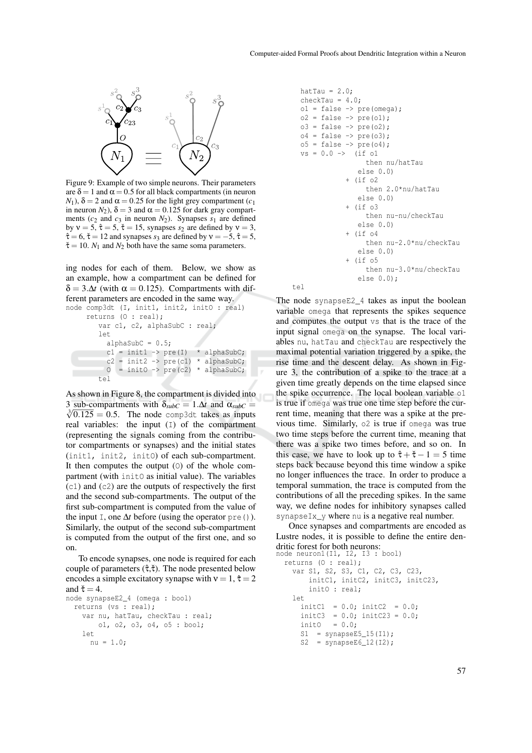Figure 9: Example of two simple neurons. Their parameters are $\delta = 1$ and $\alpha = 0.5$ for all black compartments (in neuron $N_1$), $\delta = 2$ and $\alpha = 0.25$ for the light grey compartment ($c_1$ in neuron $N_2$), $\delta = 3$ and $\alpha = 0.125$ for dark gray compartments ($c_2$ and $c_3$ in neuron $N_2$). Synapses $s_1$ are defined by $\nu = 5$, $\hat{\tau} = 5$, $\check{\tau} = 15$, synapses $s_2$ are defined by $\nu = 3$, $\hat{\tau} = 6$, $\check{\tau} = 12$ and synapses $s_3$ are defined by $\nu = -5$, $\hat{\tau} = 5$, $\check{\tau} = 10$. $N_1$ and $N_2$ both have the same soma parameters.

ing nodes for each of them. Below, we show as an example, how a compartment can be defined for $\delta = 3.\Delta t$ (with $\alpha = 0.125$). Compartments with different parameters are encoded in the same way.

```
node comp3dt (I, init1, init2, initO : real)
     returns (O : real);
        var c1, c2, alphaSubC : real;
        let
          alphaSubC = 0.5;
          c1 = init1 -> pre(I)  * alphaSubC;
          c2 = init2 -> pre(c1) * alphaSubC;
          O  = initO -> pre(c2) * alphaSubC;
        tel
```

As shown in Figure 8, the compartment is divided into 3 sub-compartments with $\delta_{subC} = 1.\Delta t$ and $\alpha_{subC} = \sqrt[3]{0.125} = 0.5$. The node comp3dt takes as inputs real variables: the input (I) of the compartment (representing the signals coming from the contributor compartments or synapses) and the initial states (init1, init2, initO) of each sub-compartment. It then computes the output (O) of the whole compartment (with initO as initial value). The variables (c1) and (c2) are the outputs of respectively the first and the second sub-compartments. The output of the first sub-compartment is computed from the value of the input I, one $\Delta t$ before (using the operator pre()). Similarly, the output of the second sub-compartment is computed from the output of the first one, and so on.

To encode synapses, one node is required for each couple of parameters ($\hat{\tau}, \check{\tau}$). The node presented below encodes a simple excitatory synapse with $\nu = 1$, $\hat{\tau} = 2$ and $\check{\tau} = 4$.

```
node synapseE2_4 (omega : bool)
  returns (vs : real);
    var nu, hatTau, checkTau : real;
        o1, o2, o3, o4, o5 : bool;
    let
      nu = 1.0;
      hatTau = 2.0;
      checkTau = 4.0;
      o1 = false -> pre(omega);
      o2 = false -> pre(o1);
      o3 = false -> pre(o2);
      o4 = false -> pre(o3);
      o5 = false -> pre(o4);
      vs = 0.0 ->  (if o1
                      then nu/hatTau
                    else 0.0)
                 + (if o2
                      then 2.0*nu/hatTau
                    else 0.0)
                 + (if o3
                      then nu-nu/checkTau
                    else 0.0)
                 + (if o4
                      then nu-2.0*nu/checkTau
                    else 0.0)
                 + (if o5
                      then nu-3.0*nu/checkTau
                    else 0.0);
    tel
```

The node synapseE2_4 takes as input the boolean variable omega that represents the spikes sequence and computes the output vs that is the trace of the input signal omega on the synapse. The local variables nu, hatTau and checkTau are respectively the maximal potential variation triggered by a spike, the rise time and the descent delay. As shown in Figure 3, the contribution of a spike to the trace at a given time greatly depends on the time elapsed since the spike occurrence. The local boolean variable o1 is true if omega was true one time step before the current time, meaning that there was a spike at the previous time. Similarly, o2 is true if omega was true two time steps before the current time, meaning that there was a spike two times before, and so on. In this case, we have to look up to $\hat{\tau} + \check{\tau} - 1 = 5$ time steps back because beyond this time window a spike no longer influences the trace. In order to produce a temporal summation, the trace is computed from the contributions of all the preceding spikes. In the same way, we define nodes for inhibitory synapses called synapseIx_y where nu is a negative real number.

Once synapses and compartments are encoded as Lustre nodes, it is possible to define the entire dendritic forest for both neurons:

```
node neuron1(I1, I2, I3 : bool)
  returns (O : real);
    var S1, S2, S3, C1, C2, C3, C23,
        initC1, initC2, initC3, initC23,
        initO : real;
    let
      initC1  = 0.0; initC2  = 0.0;
      initC3  = 0.0; initC23 = 0.0;
      initO   = 0.0;
      S1  = synapseE5_15(I1);
      S2  = synapseE6_12(I2);
```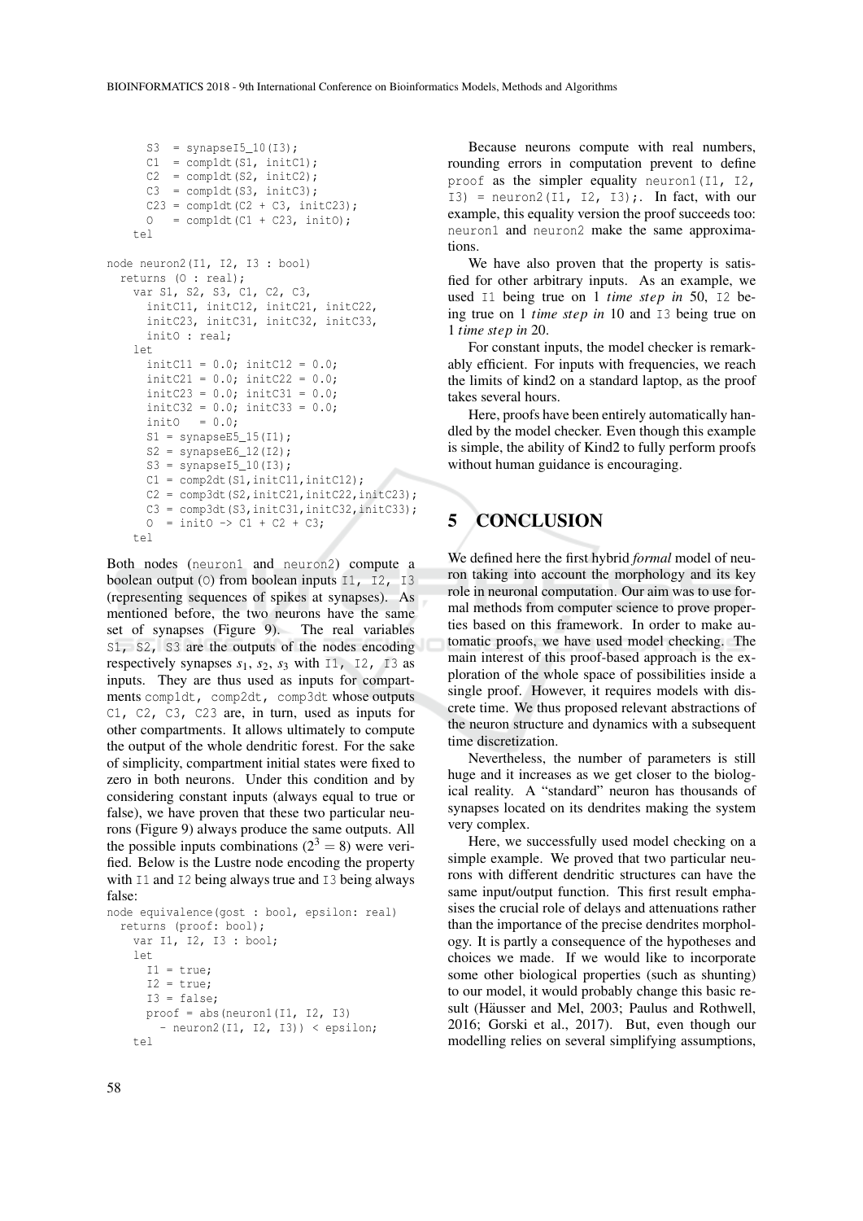```
      S3  = synapseI5_10(I3);
      C1  = comp1dt(S1, initC1);
      C2  = comp1dt(S2, initC2);
      C3  = comp1dt(S3, initC3);
      C23 = comp1dt(C2 + C3, initC23);
      O   = comp1dt(C1 + C23, initO);
    tel

node neuron2(I1, I2, I3 : bool)
  returns (O : real);
    var S1, S2, S3, C1, C2, C3,
      initC11, initC12, initC21, initC22,
      initC23, initC31, initC32, initC33,
      initO : real;
    let
      initC11 = 0.0; initC12 = 0.0;
      initC21 = 0.0; initC22 = 0.0;
      initC23 = 0.0; initC31 = 0.0;
      initC32 = 0.0; initC33 = 0.0;
      initO   = 0.0;
      S1 = synapseE5_15(I1);
      S2 = synapseE6_12(I2);
      S3 = synapseI5_10(I3);
      C1 = comp2dt(S1,initC11,initC12);
      C2 = comp3dt(S2,initC21,initC22,initC23);
      C3 = comp3dt(S3,initC31,initC32,initC33);
      O  = initO -> C1 + C2 + C3;
    tel
```

Both nodes (`neuron1` and `neuron2`) compute a boolean output (`O`) from boolean inputs `I1, I2, I3` (representing sequences of spikes at synapses). As mentioned before, the two neurons have the same set of synapses (Figure 9). The real variables `S1, S2, S3` are the outputs of the nodes encoding respectively synapses $s_1$, $s_2$, $s_3$ with `I1, I2, I3` as inputs. They are thus used as inputs for compartments `comp1dt, comp2dt, comp3dt` whose outputs `C1, C2, C3, C23` are, in turn, used as inputs for other compartments. It allows ultimately to compute the output of the whole dendritic forest. For the sake of simplicity, compartment initial states were fixed to zero in both neurons. Under this condition and by considering constant inputs (always equal to true or false), we have proven that these two particular neurons (Figure 9) always produce the same outputs. All the possible inputs combinations ($2^3 = 8$) were verified. Below is the Lustre node encoding the property with `I1` and `I2` being always true and `I3` being always false:

```
node equivalence(gost : bool, epsilon: real)
  returns (proof: bool);
    var I1, I2, I3 : bool;
    let
      I1 = true;
      I2 = true;
      I3 = false;
      proof = abs(neuron1(I1, I2, I3)
        - neuron2(I1, I2, I3)) < epsilon;
    tel
```

Because neurons compute with real numbers, rounding errors in computation prevent to define `proof` as the simpler equality `neuron1(I1, I2, I3) = neuron2(I1, I2, I3);`. In fact, with our example, this equality version the proof succeeds too: `neuron1` and `neuron2` make the same approximations.

We have also proven that the property is satisfied for other arbitrary inputs. As an example, we used `I1` being true on 1 *time step in* 50, `I2` being true on 1 *time step in* 10 and `I3` being true on 1 *time step in* 20.

For constant inputs, the model checker is remarkably efficient. For inputs with frequencies, we reach the limits of kind2 on a standard laptop, as the proof takes several hours.

Here, proofs have been entirely automatically handled by the model checker. Even though this example is simple, the ability of Kind2 to fully perform proofs without human guidance is encouraging.

## 5 CONCLUSION

We defined here the first hybrid *formal* model of neuron taking into account the morphology and its key role in neuronal computation. Our aim was to use formal methods from computer science to prove properties based on this framework. In order to make automatic proofs, we have used model checking. The main interest of this proof-based approach is the exploration of the whole space of possibilities inside a single proof. However, it requires models with discrete time. We thus proposed relevant abstractions of the neuron structure and dynamics with a subsequent time discretization.

Nevertheless, the number of parameters is still huge and it increases as we get closer to the biological reality. A "standard" neuron has thousands of synapses located on its dendrites making the system very complex.

Here, we successfully used model checking on a simple example. We proved that two particular neurons with different dendritic structures can have the same input/output function. This first result emphasises the crucial role of delays and attenuations rather than the importance of the precise dendrites morphology. It is partly a consequence of the hypotheses and choices we made. If we would like to incorporate some other biological properties (such as shunting) to our model, it would probably change this basic result (Häusser and Mel, 2003; Paulus and Rothwell, 2016; Gorski et al., 2017). But, even though our modelling relies on several simplifying assumptions,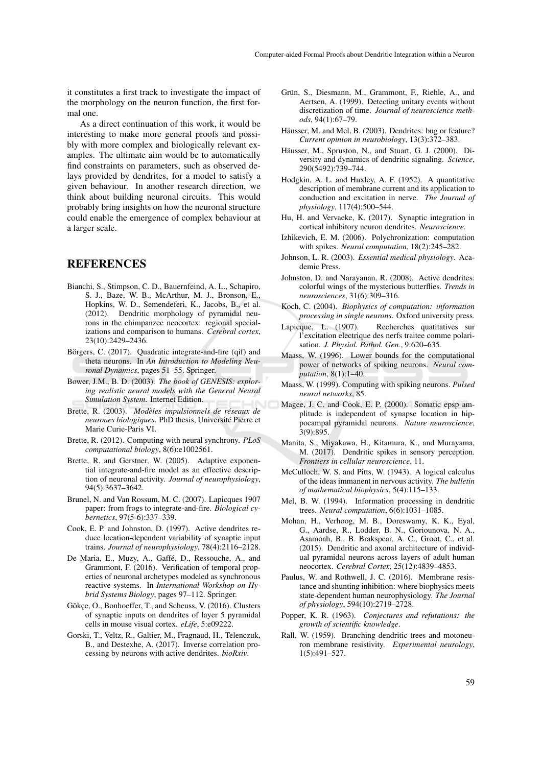it constitutes a first track to investigate the impact of the morphology on the neuron function, the first formal one.

As a direct continuation of this work, it would be interesting to make more general proofs and possibly with more complex and biologically relevant examples. The ultimate aim would be to automatically find constraints on parameters, such as observed delays provided by dendrites, for a model to satisfy a given behaviour. In another research direction, we think about building neuronal circuits. This would probably bring insights on how the neuronal structure could enable the emergence of complex behaviour at a larger scale.

## REFERENCES

Bianchi, S., Stimpson, C. D., Bauernfeind, A. L., Schapiro, S. J., Baze, W. B., McArthur, M. J., Bronson, E., Hopkins, W. D., Semendeferi, K., Jacobs, B., et al. (2012). Dendritic morphology of pyramidal neurons in the chimpanzee neocortex: regional specializations and comparison to humans. *Cerebral cortex*, 23(10):2429–2436.

Börgers, C. (2017). Quadratic integrate-and-fire (qif) and theta neurons. In *An Introduction to Modeling Neuronal Dynamics*, pages 51–55. Springer.

Bower, J.M., B. D. (2003). *The book of GENESIS: exploring realistic neural models with the General Neural Simulation System*. Internet Edition.

Brette, R. (2003). *Modèles impulsionnels de réseaux de neurones biologiques*. PhD thesis, Université Pierre et Marie Curie-Paris VI.

Brette, R. (2012). Computing with neural synchrony. *PLoS computational biology*, 8(6):e1002561.

Brette, R. and Gerstner, W. (2005). Adaptive exponential integrate-and-fire model as an effective description of neuronal activity. *Journal of neurophysiology*, 94(5):3637–3642.

Brunel, N. and Van Rossum, M. C. (2007). Lapicques 1907 paper: from frogs to integrate-and-fire. *Biological cybernetics*, 97(5-6):337–339.

Cook, E. P. and Johnston, D. (1997). Active dendrites reduce location-dependent variability of synaptic input trains. *Journal of neurophysiology*, 78(4):2116–2128.

De Maria, E., Muzy, A., Gaffé, D., Ressouche, A., and Grammont, F. (2016). Verification of temporal properties of neuronal archetypes modeled as synchronous reactive systems. In *International Workshop on Hybrid Systems Biology*, pages 97–112. Springer.

Gökçe, O., Bonhoeffer, T., and Scheuss, V. (2016). Clusters of synaptic inputs on dendrites of layer 5 pyramidal cells in mouse visual cortex. *eLife*, 5:e09222.

Gorski, T., Veltz, R., Galtier, M., Fragnaud, H., Telenczuk, B., and Destexhe, A. (2017). Inverse correlation processing by neurons with active dendrites. *bioRxiv*.

Grün, S., Diesmann, M., Grammont, F., Riehle, A., and Aertsen, A. (1999). Detecting unitary events without discretization of time. *Journal of neuroscience methods*, 94(1):67–79.

Häusser, M. and Mel, B. (2003). Dendrites: bug or feature? *Current opinion in neurobiology*, 13(3):372–383.

Häusser, M., Spruston, N., and Stuart, G. J. (2000). Diversity and dynamics of dendritic signaling. *Science*, 290(5492):739–744.

Hodgkin, A. L. and Huxley, A. F. (1952). A quantitative description of membrane current and its application to conduction and excitation in nerve. *The Journal of physiology*, 117(4):500–544.

Hu, H. and Vervaeke, K. (2017). Synaptic integration in cortical inhibitory neuron dendrites. *Neuroscience*.

Izhikevich, E. M. (2006). Polychronization: computation with spikes. *Neural computation*, 18(2):245–282.

Johnson, L. R. (2003). *Essential medical physiology*. Academic Press.

Johnston, D. and Narayanan, R. (2008). Active dendrites: colorful wings of the mysterious butterflies. *Trends in neurosciences*, 31(6):309–316.

Koch, C. (2004). *Biophysics of computation: information processing in single neurons*. Oxford university press.

Lapicque, L. (1907). Recherches quatitatives sur l'excitation electrique des nerfs traitee comme polarisation. *J. Physiol. Pathol. Gen.*, 9:620–635.

Maass, W. (1996). Lower bounds for the computational power of networks of spiking neurons. *Neural computation*, 8(1):1–40.

Maass, W. (1999). Computing with spiking neurons. *Pulsed neural networks*, 85.

Magee, J. C. and Cook, E. P. (2000). Somatic epsp amplitude is independent of synapse location in hippocampal pyramidal neurons. *Nature neuroscience*, 3(9):895.

Manita, S., Miyakawa, H., Kitamura, K., and Murayama, M. (2017). Dendritic spikes in sensory perception. *Frontiers in cellular neuroscience*, 11.

McCulloch, W. S. and Pitts, W. (1943). A logical calculus of the ideas immanent in nervous activity. *The bulletin of mathematical biophysics*, 5(4):115–133.

Mel, B. W. (1994). Information processing in dendritic trees. *Neural computation*, 6(6):1031–1085.

Mohan, H., Verhoog, M. B., Doreswamy, K. K., Eyal, G., Aardse, R., Lodder, B. N., Goriounova, N. A., Asamoah, B., B. Brakspear, A. C., Groot, C., et al. (2015). Dendritic and axonal architecture of individual pyramidal neurons across layers of adult human neocortex. *Cerebral Cortex*, 25(12):4839–4853.

Paulus, W. and Rothwell, J. C. (2016). Membrane resistance and shunting inhibition: where biophysics meets state-dependent human neurophysiology. *The Journal of physiology*, 594(10):2719–2728.

Popper, K. R. (1963). *Conjectures and refutations: the growth of scientific knowledge*.

Rall, W. (1959). Branching dendritic trees and motoneuron membrane resistivity. *Experimental neurology*, 1(5):491–527.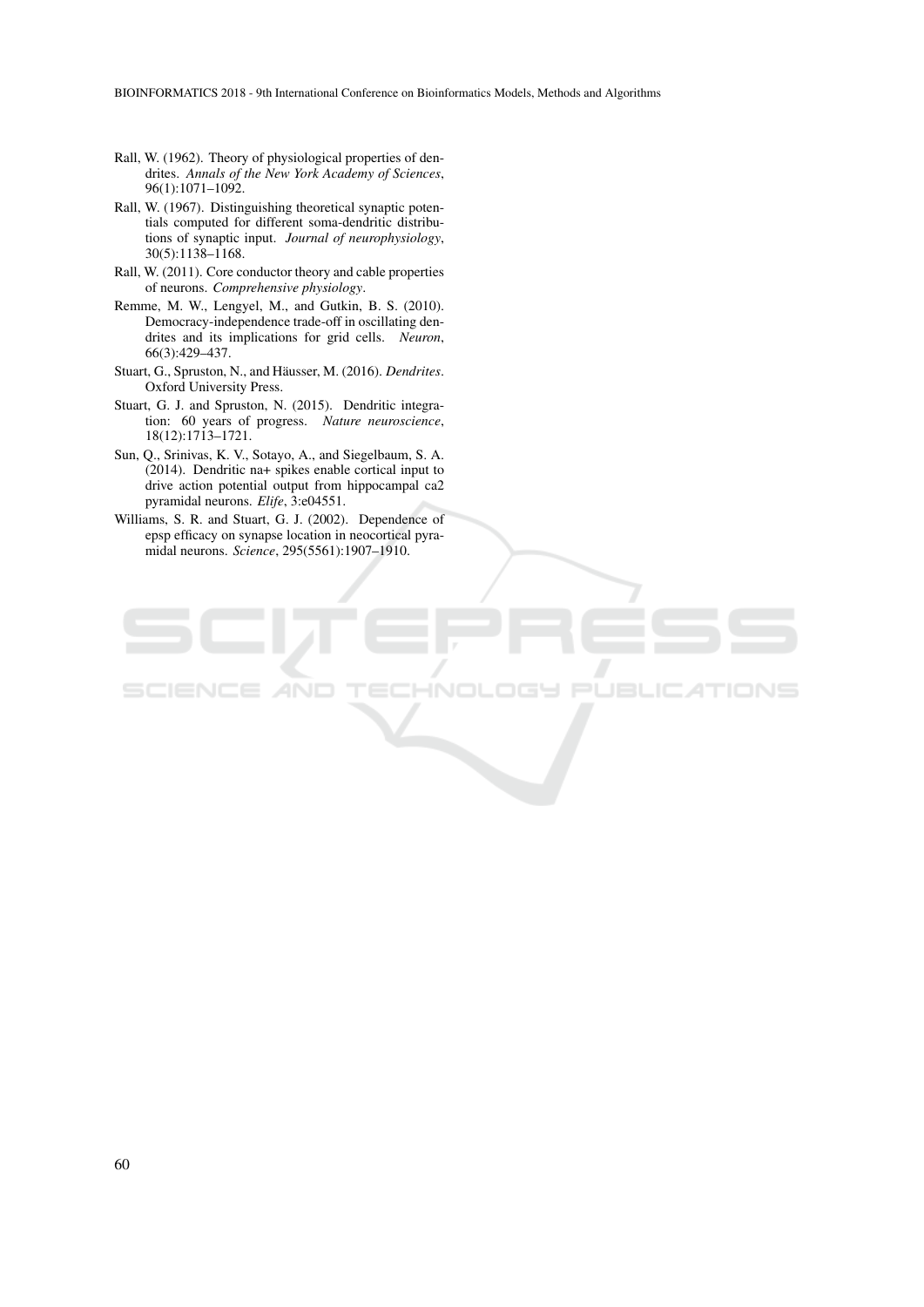Rall, W. (1962). Theory of physiological properties of dendrites. *Annals of the New York Academy of Sciences*, 96(1):1071–1092.

Rall, W. (1967). Distinguishing theoretical synaptic potentials computed for different soma-dendritic distributions of synaptic input. *Journal of neurophysiology*, 30(5):1138–1168.

Rall, W. (2011). Core conductor theory and cable properties of neurons. *Comprehensive physiology*.

Remme, M. W., Lengyel, M., and Gutkin, B. S. (2010). Democracy-independence trade-off in oscillating dendrites and its implications for grid cells. *Neuron*, 66(3):429–437.

Stuart, G., Spruston, N., and Häusser, M. (2016). *Dendrites*. Oxford University Press.

Stuart, G. J. and Spruston, N. (2015). Dendritic integration: 60 years of progress. *Nature neuroscience*, 18(12):1713–1721.

Sun, Q., Srinivas, K. V., Sotayo, A., and Siegelbaum, S. A. (2014). Dendritic na+ spikes enable cortical input to drive action potential output from hippocampal ca2 pyramidal neurons. *Elife*, 3:e04551.

Williams, S. R. and Stuart, G. J. (2002). Dependence of epsp efficacy on synapse location in neocortical pyramidal neurons. *Science*, 295(5561):1907–1910.